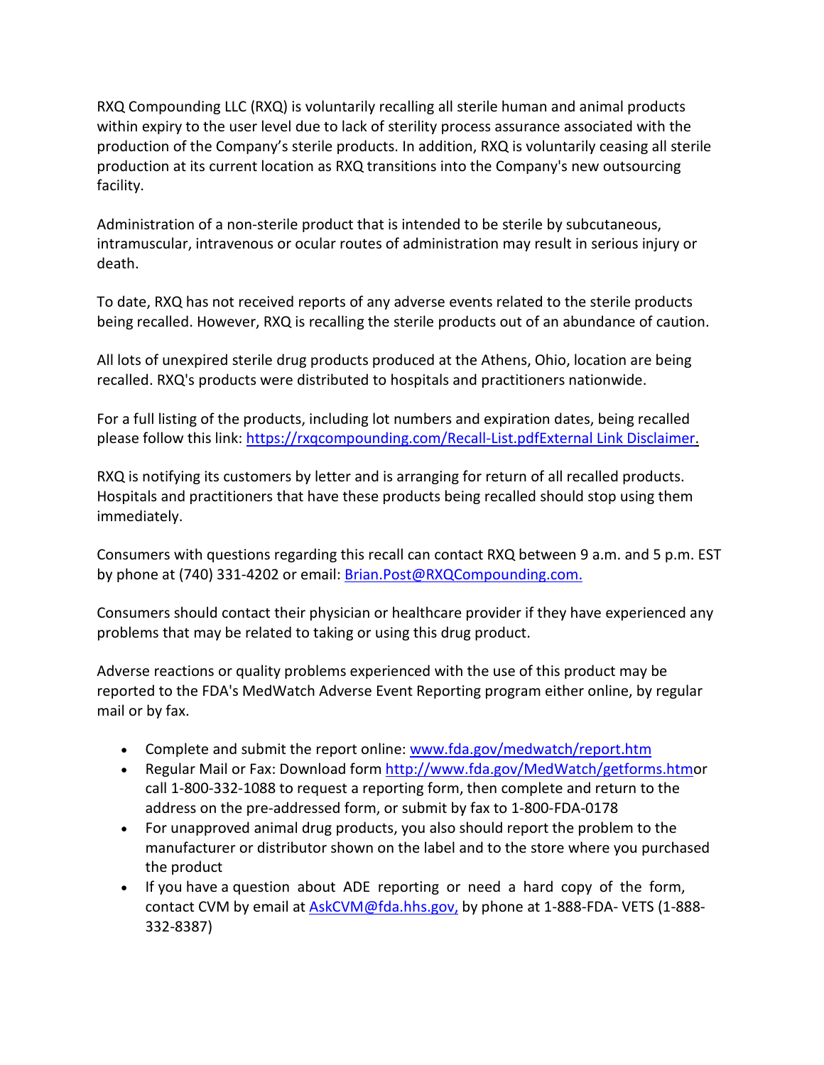RXQ Compounding LLC (RXQ) is voluntarily recalling all sterile human and animal products within expiry to the user level due to lack of sterility process assurance associated with the production of the Company's sterile products. In addition, RXQ is voluntarily ceasing all sterile production at its current location as RXQ transitions into the Company's new outsourcing facility.

Administration of a non-sterile product that is intended to be sterile by subcutaneous, intramuscular, intravenous or ocular routes of administration may result in serious injury or death.

To date, RXQ has not received reports of any adverse events related to the sterile products being recalled. However, RXQ is recalling the sterile products out of an abundance of caution.

All lots of unexpired sterile drug products produced at the Athens, Ohio, location are being recalled. RXQ's products were distributed to hospitals and practitioners nationwide.

For a full listing of the products, including lot numbers and expiration dates, being recalled please follow this link: [https://rxqcompounding.com/Recall-List.pdfExternal Link Disclaimer](https://rxqcompounding.com/Recall-List.pdf).

RXQ is notifying its customers by letter and is arranging for return of all recalled products. Hospitals and practitioners that have these products being recalled should stop using them immediately.

Consumers with questions regarding this recall can contact RXQ between 9 a.m. and 5 p.m. EST by phone at (740) 331-4202 or email: [Brian.Post@RXQCompounding.com.](mailto:Brian.Post@RXQCompounding.com)

Consumers should contact their physician or healthcare provider if they have experienced any problems that may be related to taking or using this drug product.

Adverse reactions or quality problems experienced with the use of this product may be reported to the FDA's MedWatch Adverse Event Reporting program either online, by regular mail or by fax.

- Complete and submit the report online: [www.fda.gov/medwatch/report.htm](http://www.fda.gov/medwatch/report.htm)
- Regular Mail or Fax: Download form [http://www.fda.gov/MedWatch/getforms.htm](http://www.fda.gov/MedWatch/getforms.htm)or call 1-800-332-1088 to request a reporting form, then complete and return to the address on the pre-addressed form, or submit by fax to 1-800-FDA-0178
- For unapproved animal drug products, you also should report the problem to the manufacturer or distributor shown on the label and to the store where you purchased the product
- If you have a question about ADE reporting or need a hard copy of the form, contact CVM by email at [AskCVM@fda.hhs.gov,](mailto:AskCVM@fda.hhs.gov) by phone at 1-888-FDA- VETS (1-888-332-8387)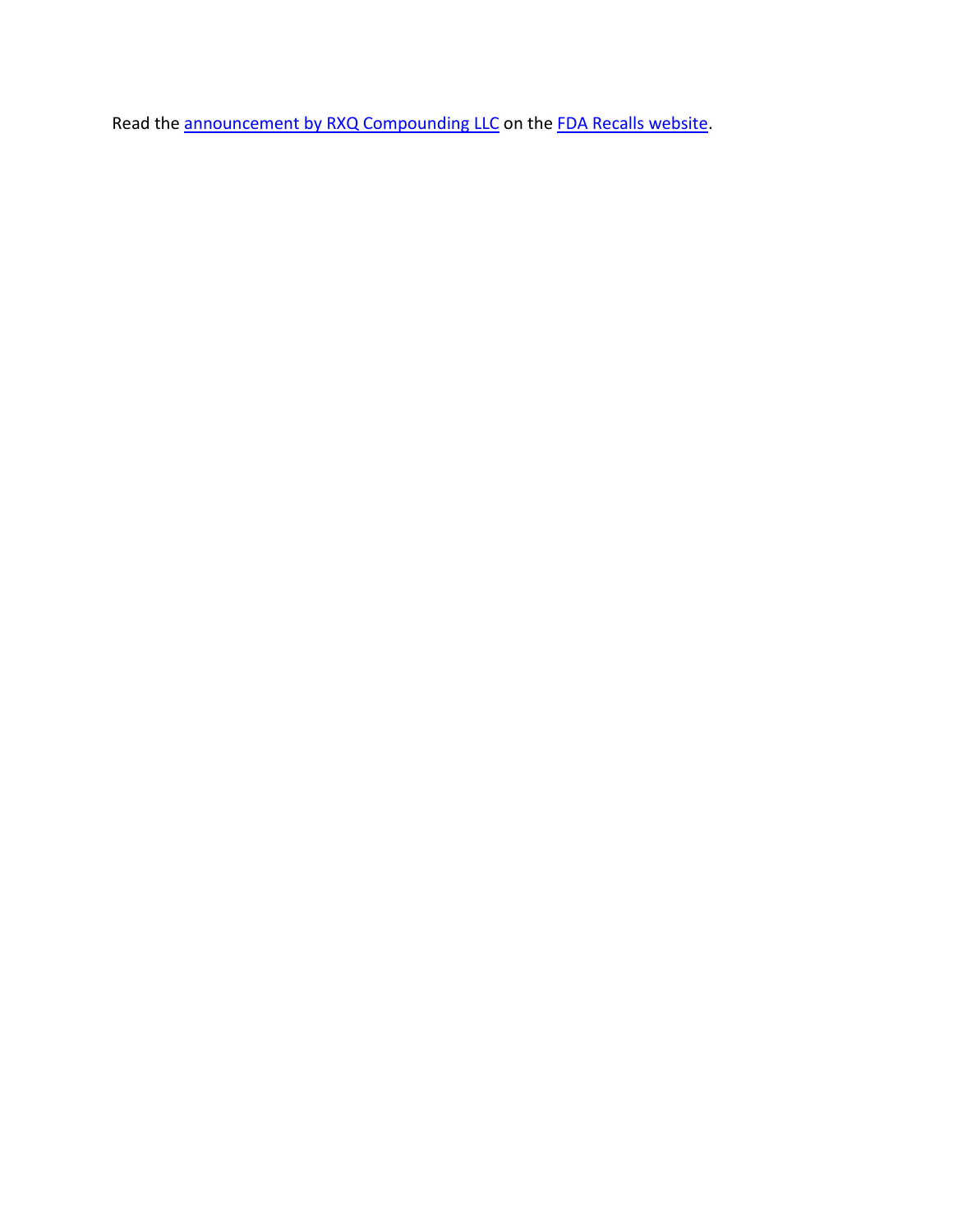Read the [announcement by RXQ Compounding LLC](announcement by RXQ Compounding LLC) on the [FDA Recalls website](FDA Recalls website).